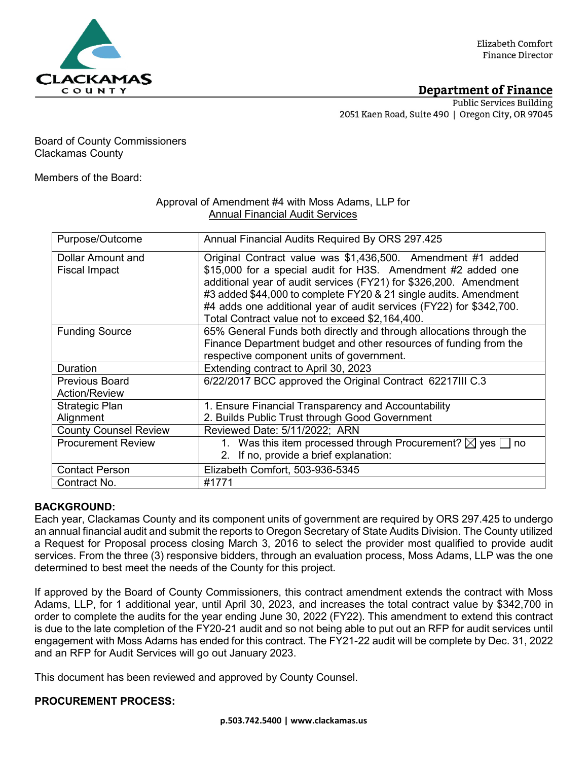Elizabeth Comfort
Finance Director

**Department of Finance**
Public Services Building
2051 Kaen Road, Suite 490 | Oregon City, OR 97045

Board of County Commissioners
Clackamas County

Members of the Board:

Approval of Amendment #4 with Moss Adams, LLP for
Annual Financial Audit Services

| Purpose/Outcome | Annual Financial Audits Required By ORS 297.425 |
|---|---|
| Dollar Amount and Fiscal Impact | Original Contract value was $1,436,500. Amendment #1 added $15,000 for a special audit for H3S. Amendment #2 added one additional year of audit services (FY21) for $326,200. Amendment #3 added $44,000 to complete FY20 & 21 single audits. Amendment #4 adds one additional year of audit services (FY22) for $342,700. Total Contract value not to exceed $2,164,400. |
| Funding Source | 65% General Funds both directly and through allocations through the Finance Department budget and other resources of funding from the respective component units of government. |
| Duration | Extending contract to April 30, 2023 |
| Previous Board Action/Review | 6/22/2017 BCC approved the Original Contract 62217III C.3 |
| Strategic Plan Alignment | 1. Ensure Financial Transparency and Accountability<br>2. Builds Public Trust through Good Government |
| County Counsel Review | Reviewed Date: 5/11/2022; ARN |
| Procurement Review | 1. Was this item processed through Procurement? ☒ yes ☐ no<br>2. If no, provide a brief explanation: |
| Contact Person | Elizabeth Comfort, 503-936-5345 |
| Contract No. | #1771 |

**BACKGROUND:**
Each year, Clackamas County and its component units of government are required by ORS 297.425 to undergo an annual financial audit and submit the reports to Oregon Secretary of State Audits Division. The County utilized a Request for Proposal process closing March 3, 2016 to select the provider most qualified to provide audit services. From the three (3) responsive bidders, through an evaluation process, Moss Adams, LLP was the one determined to best meet the needs of the County for this project.

If approved by the Board of County Commissioners, this contract amendment extends the contract with Moss Adams, LLP, for 1 additional year, until April 30, 2023, and increases the total contract value by $342,700 in order to complete the audits for the year ending June 30, 2022 (FY22). This amendment to extend this contract is due to the late completion of the FY20-21 audit and so not being able to put out an RFP for audit services until engagement with Moss Adams has ended for this contract. The FY21-22 audit will be complete by Dec. 31, 2022 and an RFP for Audit Services will go out January 2023.

This document has been reviewed and approved by County Counsel.

**PROCUREMENT PROCESS:**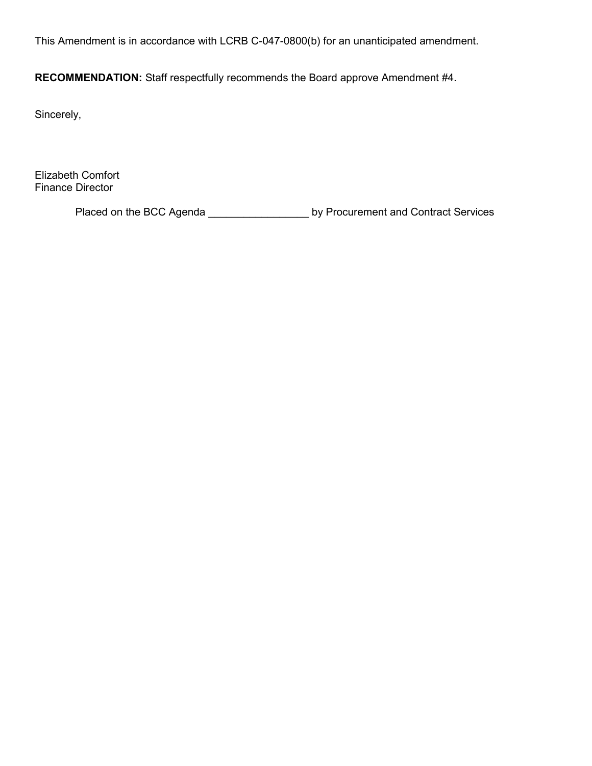This Amendment is in accordance with LCRB C-047-0800(b) for an unanticipated amendment.

**RECOMMENDATION:** Staff respectfully recommends the Board approve Amendment #4.

Sincerely,

Elizabeth Comfort
Finance Director

Placed on the BCC Agenda _________________ by Procurement and Contract Services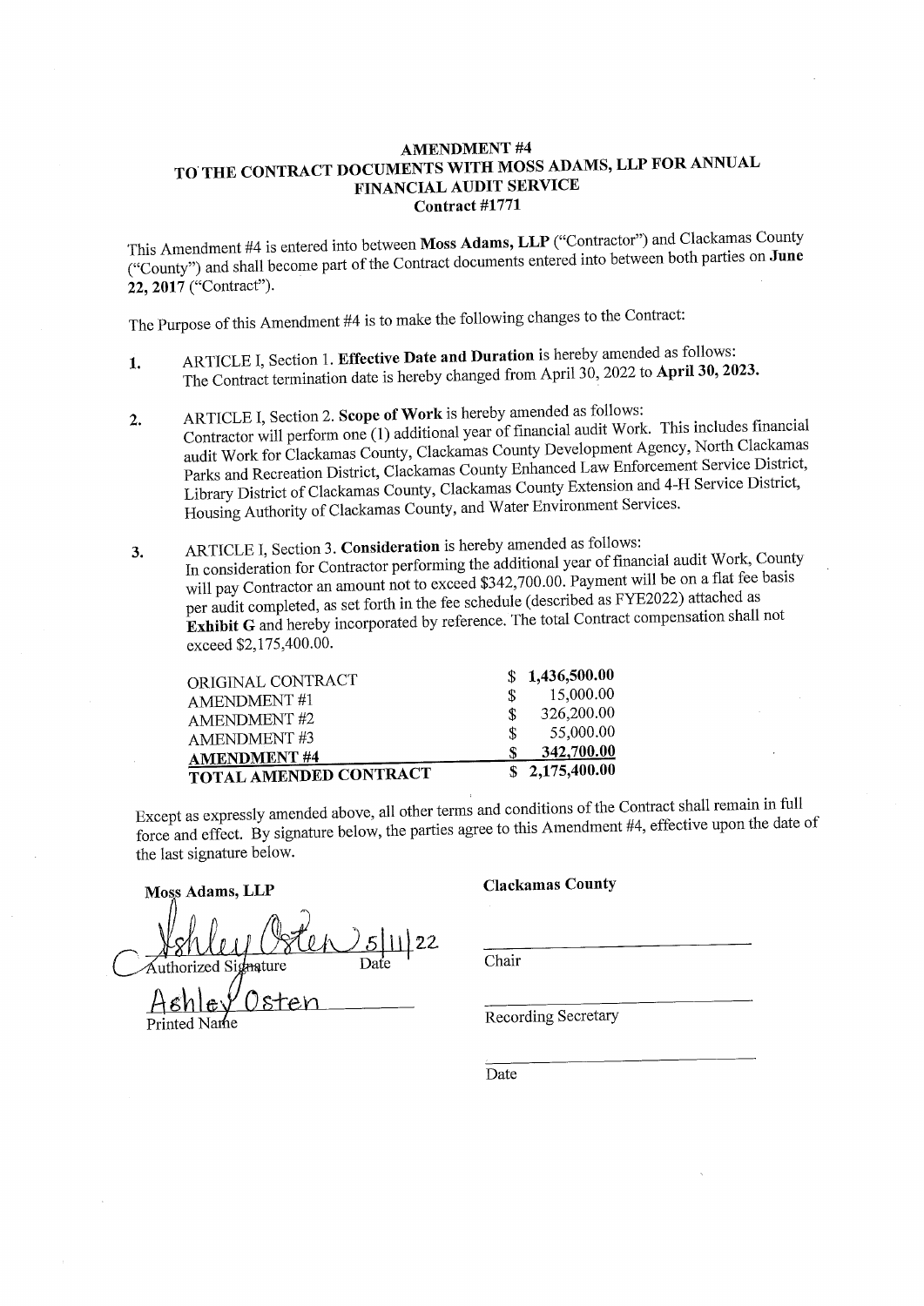# AMENDMENT #4
# TO THE CONTRACT DOCUMENTS WITH MOSS ADAMS, LLP FOR ANNUAL FINANCIAL AUDIT SERVICE
## Contract #1771

This Amendment #4 is entered into between **Moss Adams, LLP** ("Contractor") and Clackamas County ("County") and shall become part of the Contract documents entered into between both parties on **June 22, 2017** ("Contract").

The Purpose of this Amendment #4 is to make the following changes to the Contract:

1. ARTICLE I, Section 1. **Effective Date and Duration** is hereby amended as follows: The Contract termination date is hereby changed from April 30, 2022 to **April 30, 2023.**

2. ARTICLE I, Section 2. **Scope of Work** is hereby amended as follows: Contractor will perform one (1) additional year of financial audit Work. This includes financial audit Work for Clackamas County, Clackamas County Development Agency, North Clackamas Parks and Recreation District, Clackamas County Enhanced Law Enforcement Service District, Library District of Clackamas County, Clackamas County Extension and 4-H Service District, Housing Authority of Clackamas County, and Water Environment Services.

3. ARTICLE I, Section 3. **Consideration** is hereby amended as follows: In consideration for Contractor performing the additional year of financial audit Work, County will pay Contractor an amount not to exceed $342,700.00. Payment will be on a flat fee basis per audit completed, as set forth in the fee schedule (described as FYE2022) attached as **Exhibit G** and hereby incorporated by reference. The total Contract compensation shall not exceed $2,175,400.00.

| | |
|---|---|
| ORIGINAL CONTRACT | **$ 1,436,500.00** |
| AMENDMENT #1 | $ 15,000.00 |
| AMENDMENT #2 | $ 326,200.00 |
| AMENDMENT #3 | $ 55,000.00 |
| **AMENDMENT #4** | **$ 342,700.00** |
| **TOTAL AMENDED CONTRACT** | **$ 2,175,400.00** |

Except as expressly amended above, all other terms and conditions of the Contract shall remain in full force and effect. By signature below, the parties agree to this Amendment #4, effective upon the date of the last signature below.

**Moss Adams, LLP**

Ashley Osten 5|11|22

Authorized Signature Date

Ashley Osten

Printed Name

**Clackamas County**

\_\_\_\_\_\_\_\_\_\_\_\_\_\_\_\_\_\_\_\_\_\_\_\_\_\_\_\_\_\_

Chair

\_\_\_\_\_\_\_\_\_\_\_\_\_\_\_\_\_\_\_\_\_\_\_\_\_\_\_\_\_\_

Recording Secretary

\_\_\_\_\_\_\_\_\_\_\_\_\_\_\_\_\_\_\_\_\_\_\_\_\_\_\_\_\_\_

Date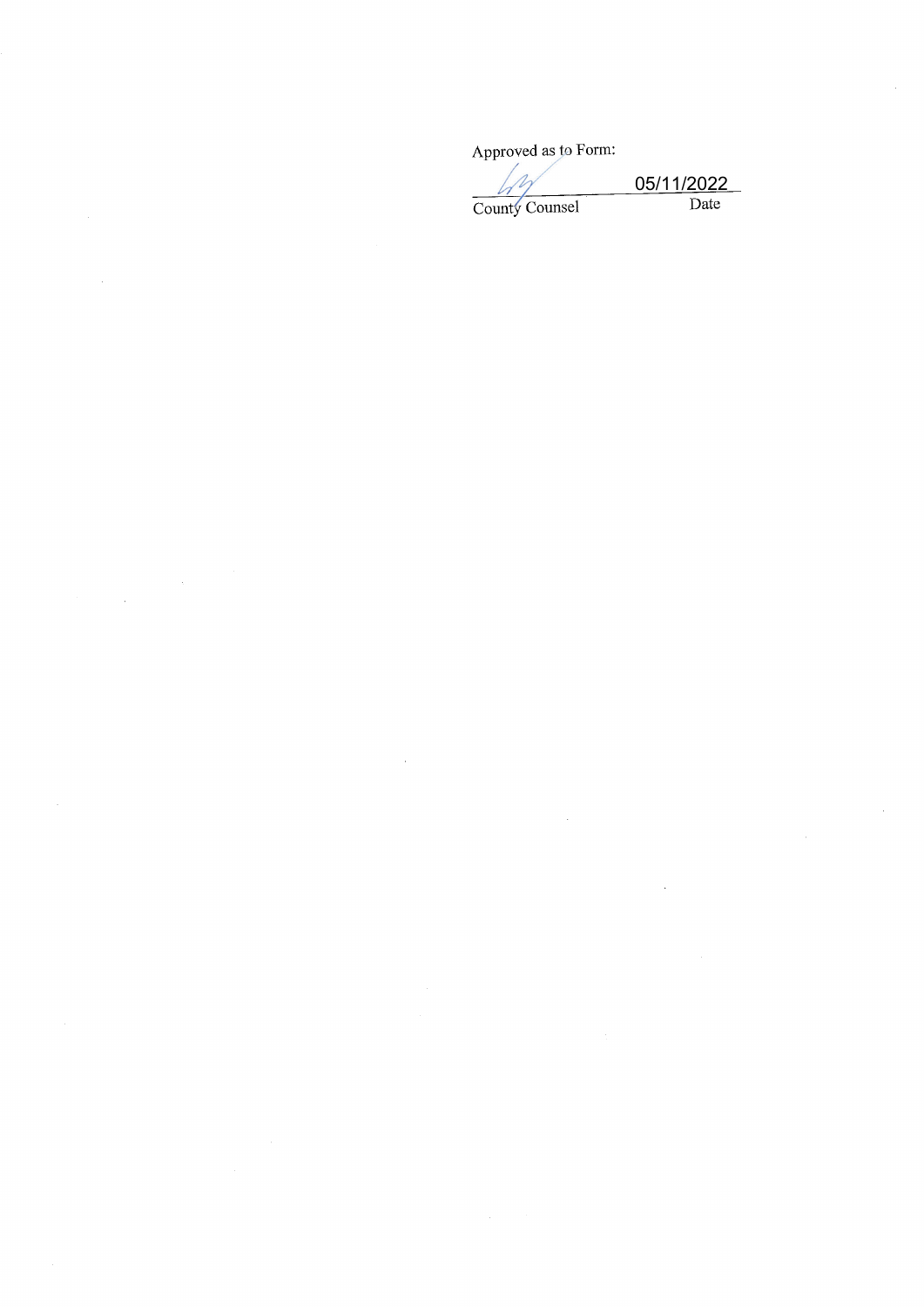Approved as to Form:

05/11/2022

County Counsel                    Date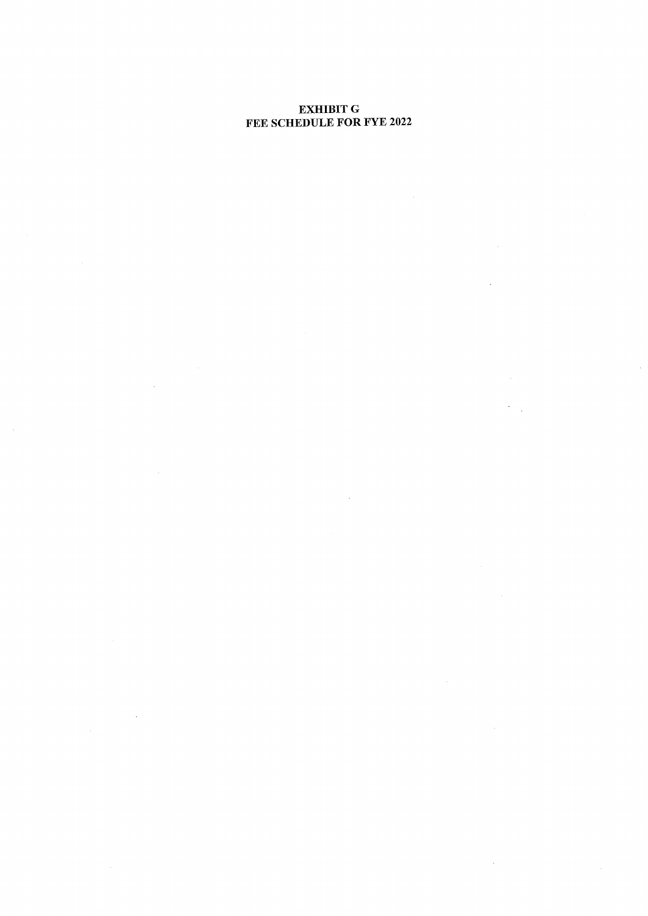# EXHIBIT G
## FEE SCHEDULE FOR FYE 2022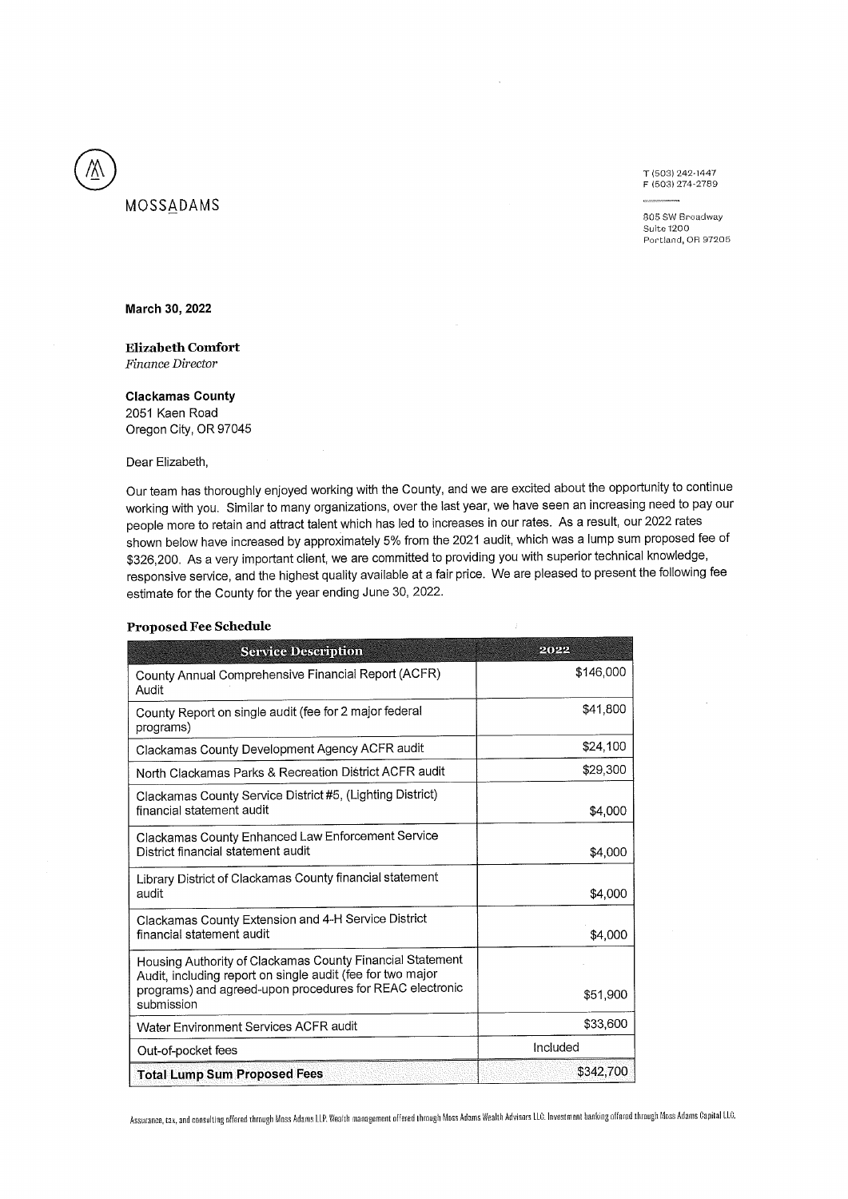MOSSADAMS

T (503) 242-1447
F (503) 274-2789

805 SW Broadway
Suite 1200
Portland, OR 97205

**March 30, 2022**

**Elizabeth Comfort**
*Finance Director*

**Clackamas County**
2051 Kaen Road
Oregon City, OR 97045

Dear Elizabeth,

Our team has thoroughly enjoyed working with the County, and we are excited about the opportunity to continue working with you. Similar to many organizations, over the last year, we have seen an increasing need to pay our people more to retain and attract talent which has led to increases in our rates. As a result, our 2022 rates shown below have increased by approximately 5% from the 2021 audit, which was a lump sum proposed fee of $326,200. As a very important client, we are committed to providing you with superior technical knowledge, responsive service, and the highest quality available at a fair price. We are pleased to present the following fee estimate for the County for the year ending June 30, 2022.

### Proposed Fee Schedule

| Service Description | 2022 |
|---|---|
| County Annual Comprehensive Financial Report (ACFR) Audit | $146,000 |
| County Report on single audit (fee for 2 major federal programs) | $41,800 |
| Clackamas County Development Agency ACFR audit | $24,100 |
| North Clackamas Parks & Recreation District ACFR audit | $29,300 |
| Clackamas County Service District #5, (Lighting District) financial statement audit | $4,000 |
| Clackamas County Enhanced Law Enforcement Service District financial statement audit | $4,000 |
| Library District of Clackamas County financial statement audit | $4,000 |
| Clackamas County Extension and 4-H Service District financial statement audit | $4,000 |
| Housing Authority of Clackamas County Financial Statement Audit, including report on single audit (fee for two major programs) and agreed-upon procedures for REAC electronic submission | $51,900 |
| Water Environment Services ACFR audit | $33,600 |
| Out-of-pocket fees | Included |
| **Total Lump Sum Proposed Fees** | $342,700 |

Assurance, tax, and consulting offered through Moss Adams LLP. Wealth management offered through Moss Adams Wealth Advisors LLC. Investment banking offered through Moss Adams Capital LLC.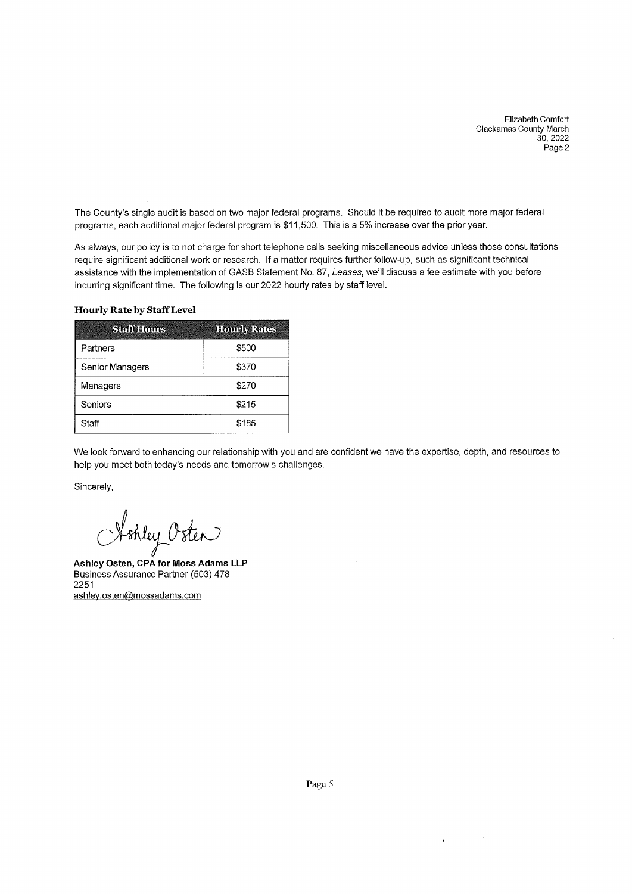The County's single audit is based on two major federal programs. Should it be required to audit more major federal programs, each additional major federal program is $11,500. This is a 5% increase over the prior year.

As always, our policy is to not charge for short telephone calls seeking miscellaneous advice unless those consultations require significant additional work or research. If a matter requires further follow-up, such as significant technical assistance with the implementation of GASB Statement No. 87, *Leases*, we'll discuss a fee estimate with you before incurring significant time. The following is our 2022 hourly rates by staff level.

**Hourly Rate by Staff Level**

| Staff Hours | Hourly Rates |
|---|---|
| Partners | $500 |
| Senior Managers | $370 |
| Managers | $270 |
| Seniors | $215 |
| Staff | $185 |

We look forward to enhancing our relationship with you and are confident we have the expertise, depth, and resources to help you meet both today's needs and tomorrow's challenges.

Sincerely,

Ashley Osten

**Ashley Osten, CPA for Moss Adams LLP**
Business Assurance Partner (503) 478-2251
ashley.osten@mossadams.com